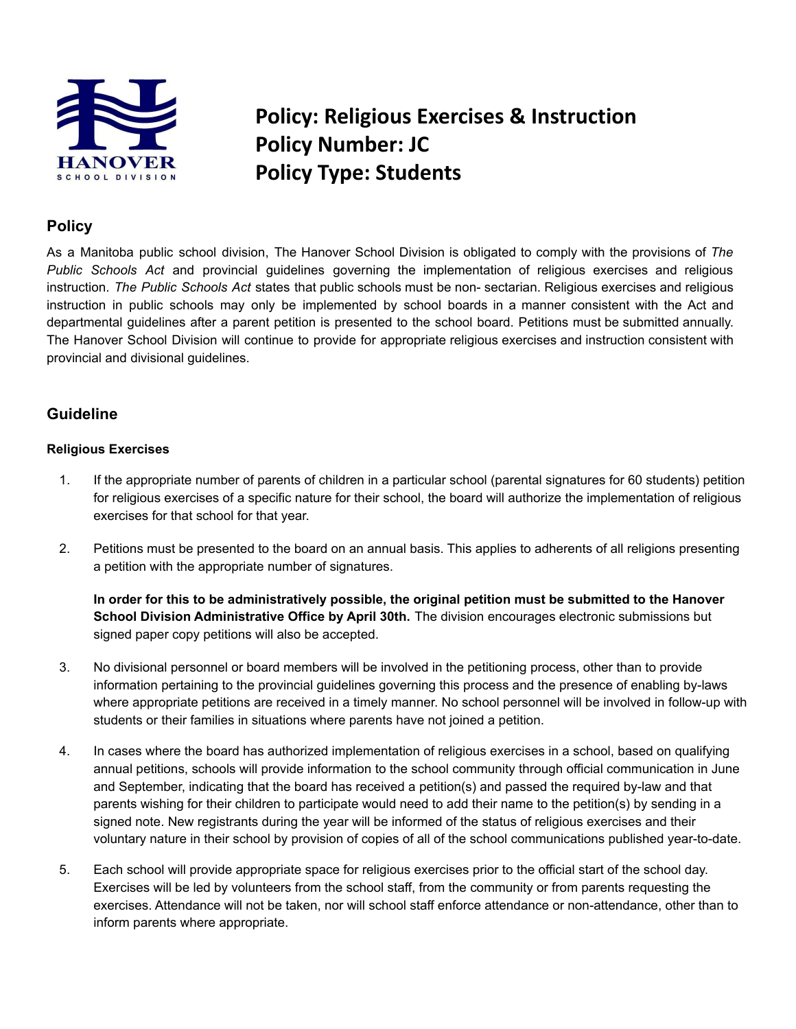# Policy: Religious Exercises & Instruction
# Policy Number: JC
# Policy Type: Students

## Policy

As a Manitoba public school division, The Hanover School Division is obligated to comply with the provisions of *The Public Schools Act* and provincial guidelines governing the implementation of religious exercises and religious instruction. *The Public Schools Act* states that public schools must be non- sectarian. Religious exercises and religious instruction in public schools may only be implemented by school boards in a manner consistent with the Act and departmental guidelines after a parent petition is presented to the school board. Petitions must be submitted annually. The Hanover School Division will continue to provide for appropriate religious exercises and instruction consistent with provincial and divisional guidelines.

## Guideline

### Religious Exercises

1. If the appropriate number of parents of children in a particular school (parental signatures for 60 students) petition for religious exercises of a specific nature for their school, the board will authorize the implementation of religious exercises for that school for that year.

2. Petitions must be presented to the board on an annual basis. This applies to adherents of all religions presenting a petition with the appropriate number of signatures.

   **In order for this to be administratively possible, the original petition must be submitted to the Hanover School Division Administrative Office by April 30th.** The division encourages electronic submissions but signed paper copy petitions will also be accepted.

3. No divisional personnel or board members will be involved in the petitioning process, other than to provide information pertaining to the provincial guidelines governing this process and the presence of enabling by-laws where appropriate petitions are received in a timely manner. No school personnel will be involved in follow-up with students or their families in situations where parents have not joined a petition.

4. In cases where the board has authorized implementation of religious exercises in a school, based on qualifying annual petitions, schools will provide information to the school community through official communication in June and September, indicating that the board has received a petition(s) and passed the required by-law and that parents wishing for their children to participate would need to add their name to the petition(s) by sending in a signed note. New registrants during the year will be informed of the status of religious exercises and their voluntary nature in their school by provision of copies of all of the school communications published year-to-date.

5. Each school will provide appropriate space for religious exercises prior to the official start of the school day. Exercises will be led by volunteers from the school staff, from the community or from parents requesting the exercises. Attendance will not be taken, nor will school staff enforce attendance or non-attendance, other than to inform parents where appropriate.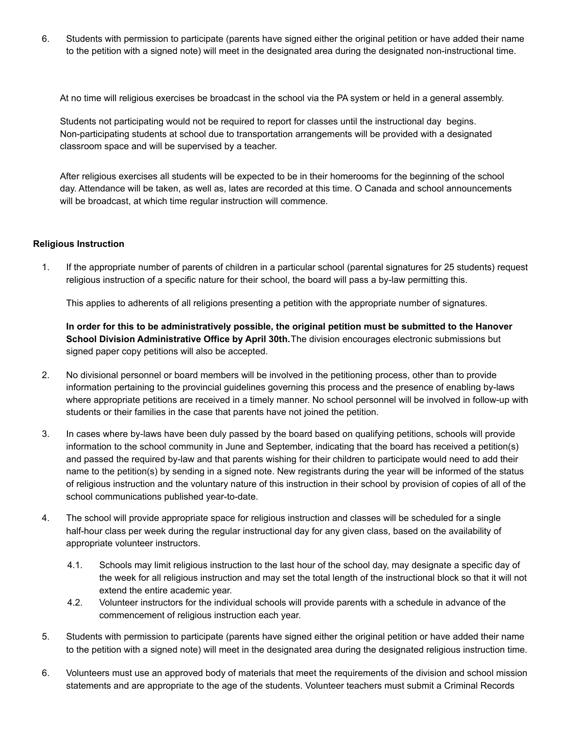6. Students with permission to participate (parents have signed either the original petition or have added their name to the petition with a signed note) will meet in the designated area during the designated non-instructional time.

At no time will religious exercises be broadcast in the school via the PA system or held in a general assembly.

Students not participating would not be required to report for classes until the instructional day begins. Non-participating students at school due to transportation arrangements will be provided with a designated classroom space and will be supervised by a teacher.

After religious exercises all students will be expected to be in their homerooms for the beginning of the school day. Attendance will be taken, as well as, lates are recorded at this time. O Canada and school announcements will be broadcast, at which time regular instruction will commence.

**Religious Instruction**

1. If the appropriate number of parents of children in a particular school (parental signatures for 25 students) request religious instruction of a specific nature for their school, the board will pass a by-law permitting this.

   This applies to adherents of all religions presenting a petition with the appropriate number of signatures.

   **In order for this to be administratively possible, the original petition must be submitted to the Hanover School Division Administrative Office by April 30th.** The division encourages electronic submissions but signed paper copy petitions will also be accepted.

2. No divisional personnel or board members will be involved in the petitioning process, other than to provide information pertaining to the provincial guidelines governing this process and the presence of enabling by-laws where appropriate petitions are received in a timely manner. No school personnel will be involved in follow-up with students or their families in the case that parents have not joined the petition.

3. In cases where by-laws have been duly passed by the board based on qualifying petitions, schools will provide information to the school community in June and September, indicating that the board has received a petition(s) and passed the required by-law and that parents wishing for their children to participate would need to add their name to the petition(s) by sending in a signed note. New registrants during the year will be informed of the status of religious instruction and the voluntary nature of this instruction in their school by provision of copies of all of the school communications published year-to-date.

4. The school will provide appropriate space for religious instruction and classes will be scheduled for a single half-hour class per week during the regular instructional day for any given class, based on the availability of appropriate volunteer instructors.

   4.1. Schools may limit religious instruction to the last hour of the school day, may designate a specific day of the week for all religious instruction and may set the total length of the instructional block so that it will not extend the entire academic year.

   4.2. Volunteer instructors for the individual schools will provide parents with a schedule in advance of the commencement of religious instruction each year.

5. Students with permission to participate (parents have signed either the original petition or have added their name to the petition with a signed note) will meet in the designated area during the designated religious instruction time.

6. Volunteers must use an approved body of materials that meet the requirements of the division and school mission statements and are appropriate to the age of the students. Volunteer teachers must submit a Criminal Records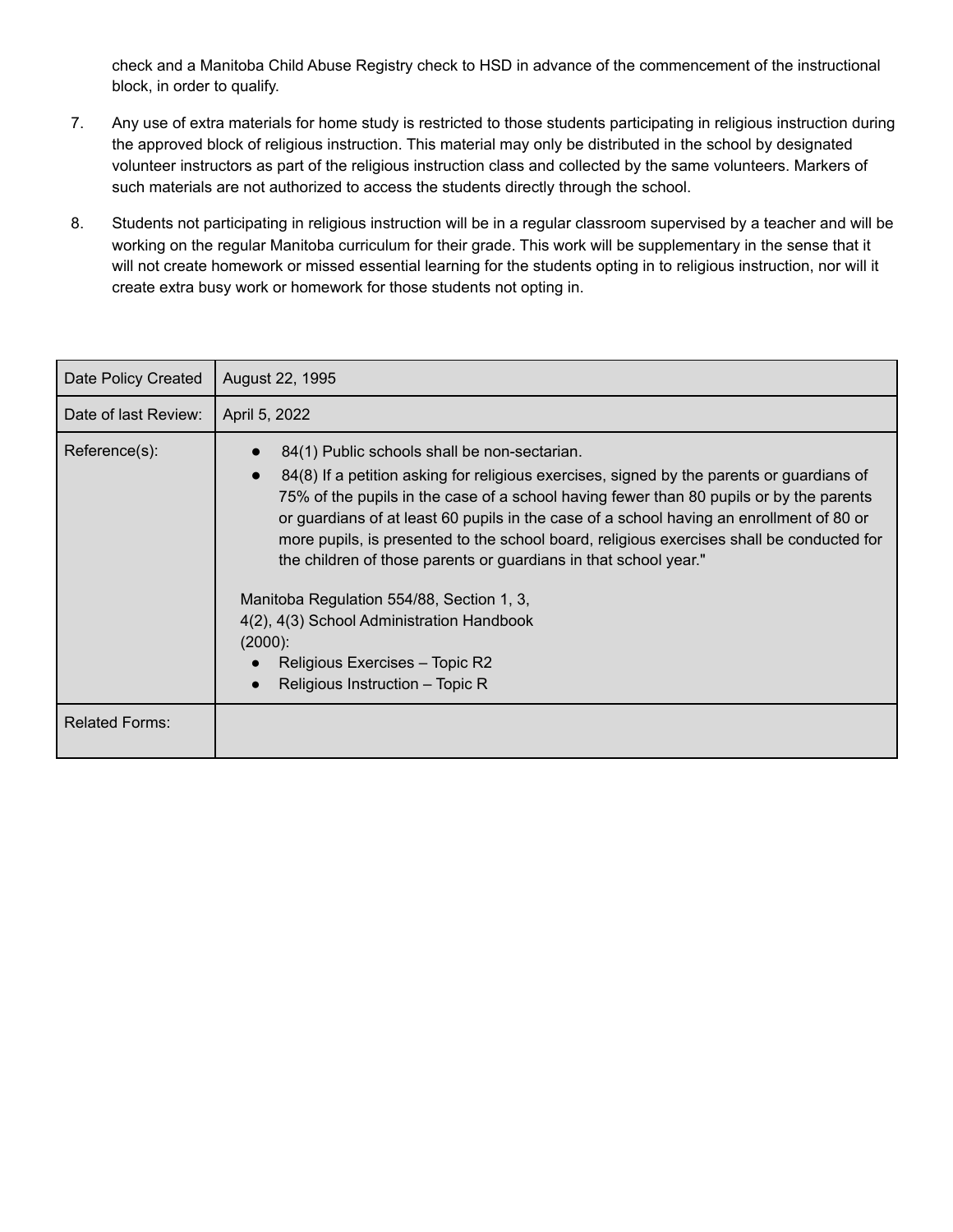check and a Manitoba Child Abuse Registry check to HSD in advance of the commencement of the instructional block, in order to qualify.

7. Any use of extra materials for home study is restricted to those students participating in religious instruction during the approved block of religious instruction. This material may only be distributed in the school by designated volunteer instructors as part of the religious instruction class and collected by the same volunteers. Markers of such materials are not authorized to access the students directly through the school.

8. Students not participating in religious instruction will be in a regular classroom supervised by a teacher and will be working on the regular Manitoba curriculum for their grade. This work will be supplementary in the sense that it will not create homework or missed essential learning for the students opting in to religious instruction, nor will it create extra busy work or homework for those students not opting in.

| | |
|---|---|
| Date Policy Created | August 22, 1995 |
| Date of last Review: | April 5, 2022 |
| Reference(s): | • 84(1) Public schools shall be non-sectarian.<br>• 84(8) If a petition asking for religious exercises, signed by the parents or guardians of 75% of the pupils in the case of a school having fewer than 80 pupils or by the parents or guardians of at least 60 pupils in the case of a school having an enrollment of 80 or more pupils, is presented to the school board, religious exercises shall be conducted for the children of those parents or guardians in that school year."<br><br>Manitoba Regulation 554/88, Section 1, 3, 4(2), 4(3) School Administration Handbook (2000):<br>• Religious Exercises – Topic R2<br>• Religious Instruction – Topic R |
| Related Forms: | |